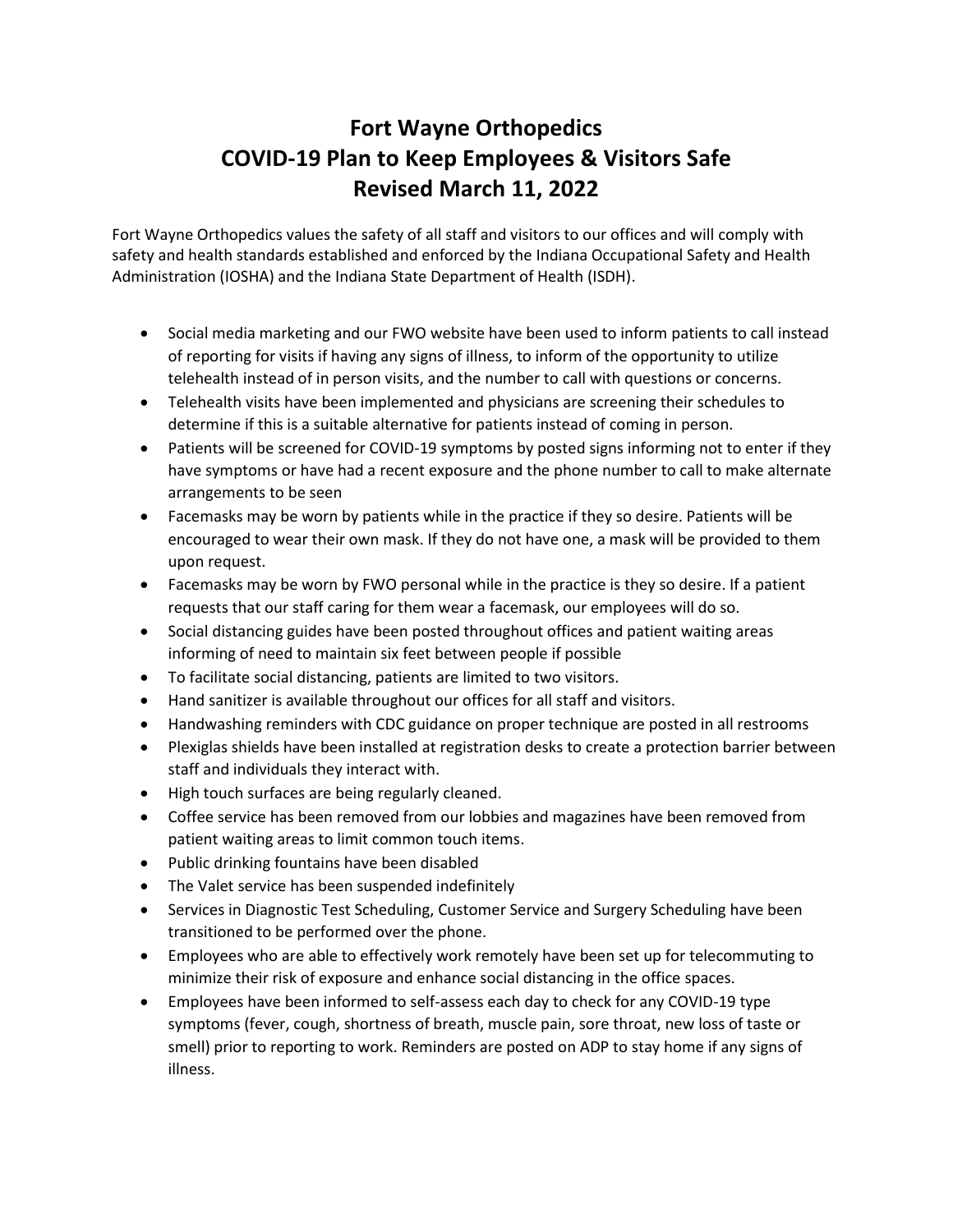# Fort Wayne Orthopedics
# COVID-19 Plan to Keep Employees & Visitors Safe
# Revised March 11, 2022

Fort Wayne Orthopedics values the safety of all staff and visitors to our offices and will comply with safety and health standards established and enforced by the Indiana Occupational Safety and Health Administration (IOSHA) and the Indiana State Department of Health (ISDH).

- Social media marketing and our FWO website have been used to inform patients to call instead of reporting for visits if having any signs of illness, to inform of the opportunity to utilize telehealth instead of in person visits, and the number to call with questions or concerns.
- Telehealth visits have been implemented and physicians are screening their schedules to determine if this is a suitable alternative for patients instead of coming in person.
- Patients will be screened for COVID-19 symptoms by posted signs informing not to enter if they have symptoms or have had a recent exposure and the phone number to call to make alternate arrangements to be seen
- Facemasks may be worn by patients while in the practice if they so desire. Patients will be encouraged to wear their own mask. If they do not have one, a mask will be provided to them upon request.
- Facemasks may be worn by FWO personal while in the practice is they so desire. If a patient requests that our staff caring for them wear a facemask, our employees will do so.
- Social distancing guides have been posted throughout offices and patient waiting areas informing of need to maintain six feet between people if possible
- To facilitate social distancing, patients are limited to two visitors.
- Hand sanitizer is available throughout our offices for all staff and visitors.
- Handwashing reminders with CDC guidance on proper technique are posted in all restrooms
- Plexiglas shields have been installed at registration desks to create a protection barrier between staff and individuals they interact with.
- High touch surfaces are being regularly cleaned.
- Coffee service has been removed from our lobbies and magazines have been removed from patient waiting areas to limit common touch items.
- Public drinking fountains have been disabled
- The Valet service has been suspended indefinitely
- Services in Diagnostic Test Scheduling, Customer Service and Surgery Scheduling have been transitioned to be performed over the phone.
- Employees who are able to effectively work remotely have been set up for telecommuting to minimize their risk of exposure and enhance social distancing in the office spaces.
- Employees have been informed to self-assess each day to check for any COVID-19 type symptoms (fever, cough, shortness of breath, muscle pain, sore throat, new loss of taste or smell) prior to reporting to work. Reminders are posted on ADP to stay home if any signs of illness.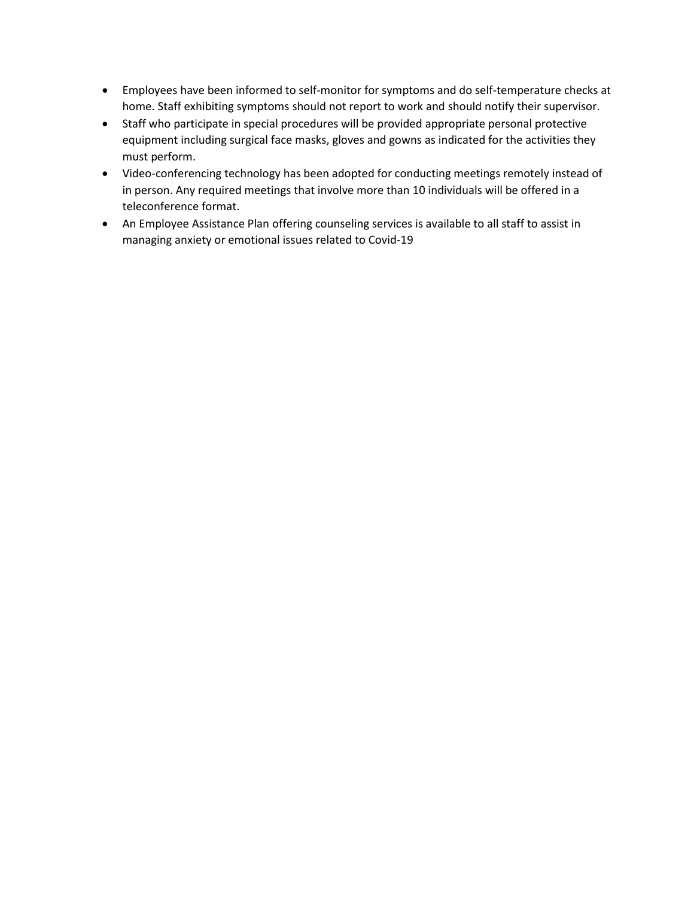- Employees have been informed to self-monitor for symptoms and do self-temperature checks at home. Staff exhibiting symptoms should not report to work and should notify their supervisor.
- Staff who participate in special procedures will be provided appropriate personal protective equipment including surgical face masks, gloves and gowns as indicated for the activities they must perform.
- Video-conferencing technology has been adopted for conducting meetings remotely instead of in person. Any required meetings that involve more than 10 individuals will be offered in a teleconference format.
- An Employee Assistance Plan offering counseling services is available to all staff to assist in managing anxiety or emotional issues related to Covid-19